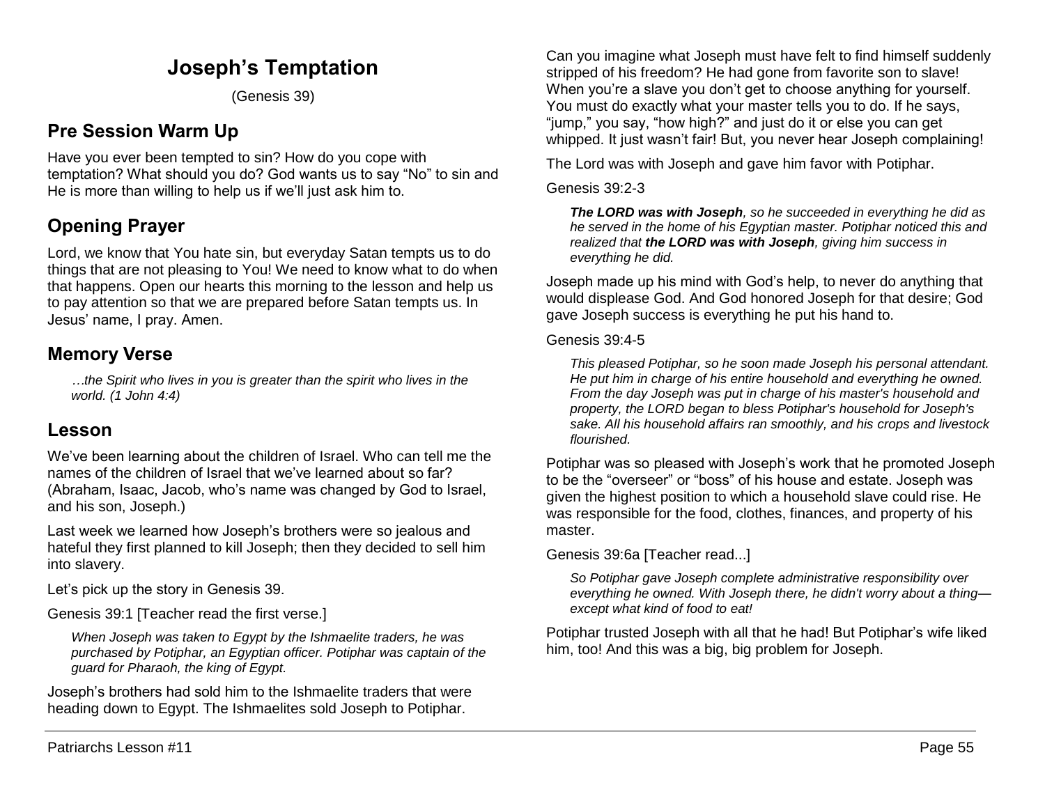# Joseph's Temptation

(Genesis 39)

## Pre Session Warm Up

Have you ever been tempted to sin? How do you cope with temptation? What should you do? God wants us to say "No" to sin and He is more than willing to help us if we'll just ask him to.

## Opening Prayer

Lord, we know that You hate sin, but everyday Satan tempts us to do things that are not pleasing to You! We need to know what to do when that happens. Open our hearts this morning to the lesson and help us to pay attention so that we are prepared before Satan tempts us. In Jesus' name, I pray. Amen.

## Memory Verse

> *…the Spirit who lives in you is greater than the spirit who lives in the world. (1 John 4:4)*

## Lesson

We've been learning about the children of Israel. Who can tell me the names of the children of Israel that we've learned about so far? (Abraham, Isaac, Jacob, who's name was changed by God to Israel, and his son, Joseph.)

Last week we learned how Joseph's brothers were so jealous and hateful they first planned to kill Joseph; then they decided to sell him into slavery.

Let's pick up the story in Genesis 39.

Genesis 39:1 [Teacher read the first verse.]

> *When Joseph was taken to Egypt by the Ishmaelite traders, he was purchased by Potiphar, an Egyptian officer. Potiphar was captain of the guard for Pharaoh, the king of Egypt.*

Joseph's brothers had sold him to the Ishmaelite traders that were heading down to Egypt. The Ishmaelites sold Joseph to Potiphar.

Can you imagine what Joseph must have felt to find himself suddenly stripped of his freedom? He had gone from favorite son to slave! When you're a slave you don't get to choose anything for yourself. You must do exactly what your master tells you to do. If he says, "jump," you say, "how high?" and just do it or else you can get whipped. It just wasn't fair! But, you never hear Joseph complaining!

The Lord was with Joseph and gave him favor with Potiphar.

Genesis 39:2-3

> ***The LORD was with Joseph****, so he succeeded in everything he did as he served in the home of his Egyptian master. Potiphar noticed this and realized that* ***the LORD was with Joseph****, giving him success in everything he did.*

Joseph made up his mind with God's help, to never do anything that would displease God. And God honored Joseph for that desire; God gave Joseph success is everything he put his hand to.

Genesis 39:4-5

> *This pleased Potiphar, so he soon made Joseph his personal attendant. He put him in charge of his entire household and everything he owned. From the day Joseph was put in charge of his master's household and property, the LORD began to bless Potiphar's household for Joseph's sake. All his household affairs ran smoothly, and his crops and livestock flourished.*

Potiphar was so pleased with Joseph's work that he promoted Joseph to be the "overseer" or "boss" of his house and estate. Joseph was given the highest position to which a household slave could rise. He was responsible for the food, clothes, finances, and property of his master.

Genesis 39:6a [Teacher read...]

> *So Potiphar gave Joseph complete administrative responsibility over everything he owned. With Joseph there, he didn't worry about a thing—except what kind of food to eat!*

Potiphar trusted Joseph with all that he had! But Potiphar's wife liked him, too! And this was a big, big problem for Joseph.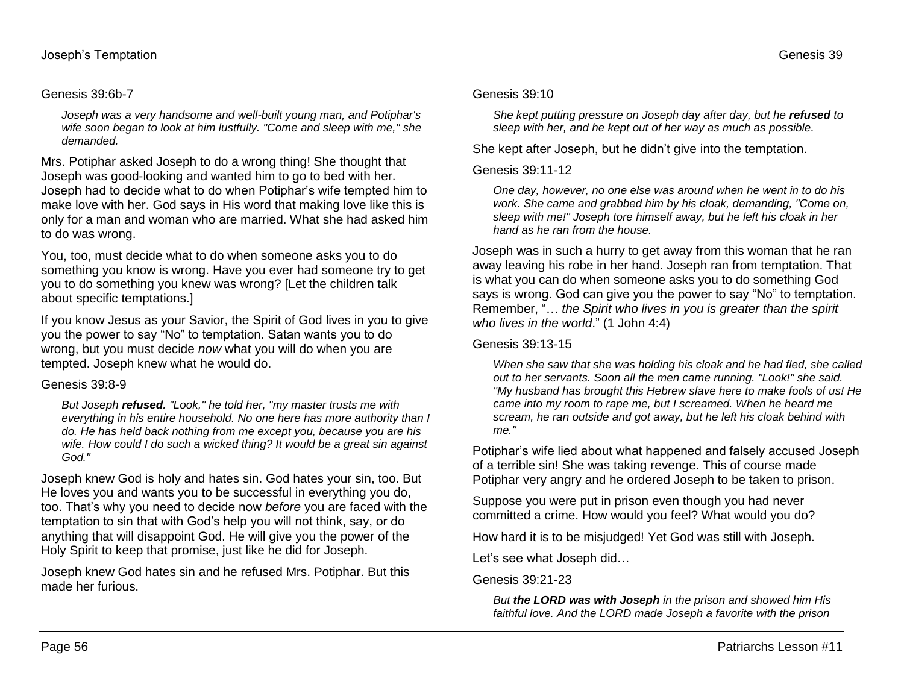Genesis 39:6b-7

> *Joseph was a very handsome and well-built young man, and Potiphar's wife soon began to look at him lustfully. "Come and sleep with me," she demanded.*

Mrs. Potiphar asked Joseph to do a wrong thing! She thought that Joseph was good-looking and wanted him to go to bed with her. Joseph had to decide what to do when Potiphar's wife tempted him to make love with her. God says in His word that making love like this is only for a man and woman who are married. What she had asked him to do was wrong.

You, too, must decide what to do when someone asks you to do something you know is wrong. Have you ever had someone try to get you to do something you knew was wrong? [Let the children talk about specific temptations.]

If you know Jesus as your Savior, the Spirit of God lives in you to give you the power to say "No" to temptation. Satan wants you to do wrong, but you must decide *now* what you will do when you are tempted. Joseph knew what he would do.

Genesis 39:8-9

> *But Joseph **refused**. "Look," he told her, "my master trusts me with everything in his entire household. No one here has more authority than I do. He has held back nothing from me except you, because you are his wife. How could I do such a wicked thing? It would be a great sin against God."*

Joseph knew God is holy and hates sin. God hates your sin, too. But He loves you and wants you to be successful in everything you do, too. That's why you need to decide now *before* you are faced with the temptation to sin that with God's help you will not think, say, or do anything that will disappoint God. He will give you the power of the Holy Spirit to keep that promise, just like he did for Joseph.

Joseph knew God hates sin and he refused Mrs. Potiphar. But this made her furious.

Genesis 39:10

> *She kept putting pressure on Joseph day after day, but he **refused** to sleep with her, and he kept out of her way as much as possible.*

She kept after Joseph, but he didn't give into the temptation.

Genesis 39:11-12

> *One day, however, no one else was around when he went in to do his work. She came and grabbed him by his cloak, demanding, "Come on, sleep with me!" Joseph tore himself away, but he left his cloak in her hand as he ran from the house.*

Joseph was in such a hurry to get away from this woman that he ran away leaving his robe in her hand. Joseph ran from temptation. That is what you can do when someone asks you to do something God says is wrong. God can give you the power to say "No" to temptation. Remember, "… *the Spirit who lives in you is greater than the spirit who lives in the world*." (1 John 4:4)

Genesis 39:13-15

> *When she saw that she was holding his cloak and he had fled, she called out to her servants. Soon all the men came running. "Look!" she said. "My husband has brought this Hebrew slave here to make fools of us! He came into my room to rape me, but I screamed. When he heard me scream, he ran outside and got away, but he left his cloak behind with me."*

Potiphar's wife lied about what happened and falsely accused Joseph of a terrible sin! She was taking revenge. This of course made Potiphar very angry and he ordered Joseph to be taken to prison.

Suppose you were put in prison even though you had never committed a crime. How would you feel? What would you do?

How hard it is to be misjudged! Yet God was still with Joseph.

Let's see what Joseph did…

Genesis 39:21-23

> *But **the LORD was with Joseph** in the prison and showed him His faithful love. And the LORD made Joseph a favorite with the prison*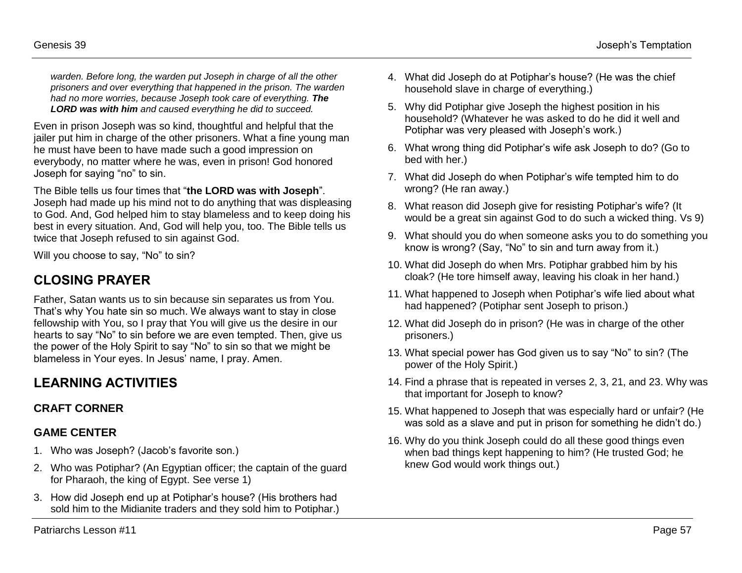*warden. Before long, the warden put Joseph in charge of all the other prisoners and over everything that happened in the prison. The warden had no more worries, because Joseph took care of everything.* ***The LORD was with him*** *and caused everything he did to succeed.*

Even in prison Joseph was so kind, thoughtful and helpful that the jailer put him in charge of the other prisoners. What a fine young man he must have been to have made such a good impression on everybody, no matter where he was, even in prison! God honored Joseph for saying "no" to sin.

The Bible tells us four times that "**the LORD was with Joseph**". Joseph had made up his mind not to do anything that was displeasing to God. And, God helped him to stay blameless and to keep doing his best in every situation. And, God will help you, too. The Bible tells us twice that Joseph refused to sin against God.

Will you choose to say, "No" to sin?

## CLOSING PRAYER

Father, Satan wants us to sin because sin separates us from You. That's why You hate sin so much. We always want to stay in close fellowship with You, so I pray that You will give us the desire in our hearts to say "No" to sin before we are even tempted. Then, give us the power of the Holy Spirit to say "No" to sin so that we might be blameless in Your eyes. In Jesus' name, I pray. Amen.

## LEARNING ACTIVITIES

### CRAFT CORNER

### GAME CENTER

1. Who was Joseph? (Jacob's favorite son.)
2. Who was Potiphar? (An Egyptian officer; the captain of the guard for Pharaoh, the king of Egypt. See verse 1)
3. How did Joseph end up at Potiphar's house? (His brothers had sold him to the Midianite traders and they sold him to Potiphar.)
4. What did Joseph do at Potiphar's house? (He was the chief household slave in charge of everything.)
5. Why did Potiphar give Joseph the highest position in his household? (Whatever he was asked to do he did it well and Potiphar was very pleased with Joseph's work.)
6. What wrong thing did Potiphar's wife ask Joseph to do? (Go to bed with her.)
7. What did Joseph do when Potiphar's wife tempted him to do wrong? (He ran away.)
8. What reason did Joseph give for resisting Potiphar's wife? (It would be a great sin against God to do such a wicked thing. Vs 9)
9. What should you do when someone asks you to do something you know is wrong? (Say, "No" to sin and turn away from it.)
10. What did Joseph do when Mrs. Potiphar grabbed him by his cloak? (He tore himself away, leaving his cloak in her hand.)
11. What happened to Joseph when Potiphar's wife lied about what had happened? (Potiphar sent Joseph to prison.)
12. What did Joseph do in prison? (He was in charge of the other prisoners.)
13. What special power has God given us to say "No" to sin? (The power of the Holy Spirit.)
14. Find a phrase that is repeated in verses 2, 3, 21, and 23. Why was that important for Joseph to know?
15. What happened to Joseph that was especially hard or unfair? (He was sold as a slave and put in prison for something he didn't do.)
16. Why do you think Joseph could do all these good things even when bad things kept happening to him? (He trusted God; he knew God would work things out.)